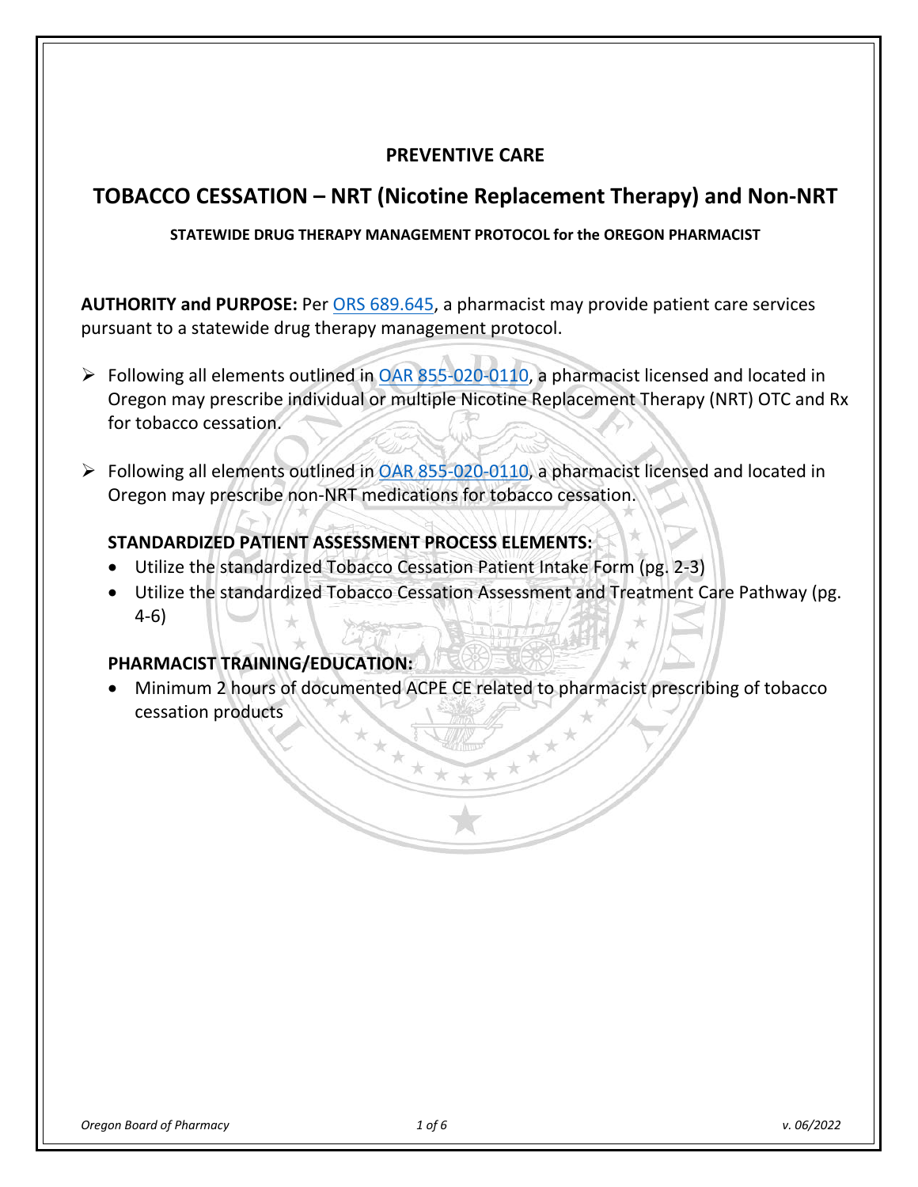## PREVENTIVE CARE

# TOBACCO CESSATION – NRT (Nicotine Replacement Therapy) and Non-NRT

**STATEWIDE DRUG THERAPY MANAGEMENT PROTOCOL for the OREGON PHARMACIST**

**AUTHORITY and PURPOSE:** Per ORS 689.645, a pharmacist may provide patient care services pursuant to a statewide drug therapy management protocol.

- Following all elements outlined in OAR 855-020-0110, a pharmacist licensed and located in Oregon may prescribe individual or multiple Nicotine Replacement Therapy (NRT) OTC and Rx for tobacco cessation.
- Following all elements outlined in OAR 855-020-0110, a pharmacist licensed and located in Oregon may prescribe non-NRT medications for tobacco cessation.

### STANDARDIZED PATIENT ASSESSMENT PROCESS ELEMENTS:

- Utilize the standardized Tobacco Cessation Patient Intake Form (pg. 2-3)
- Utilize the standardized Tobacco Cessation Assessment and Treatment Care Pathway (pg. 4-6)

### PHARMACIST TRAINING/EDUCATION:

- Minimum 2 hours of documented ACPE CE related to pharmacist prescribing of tobacco cessation products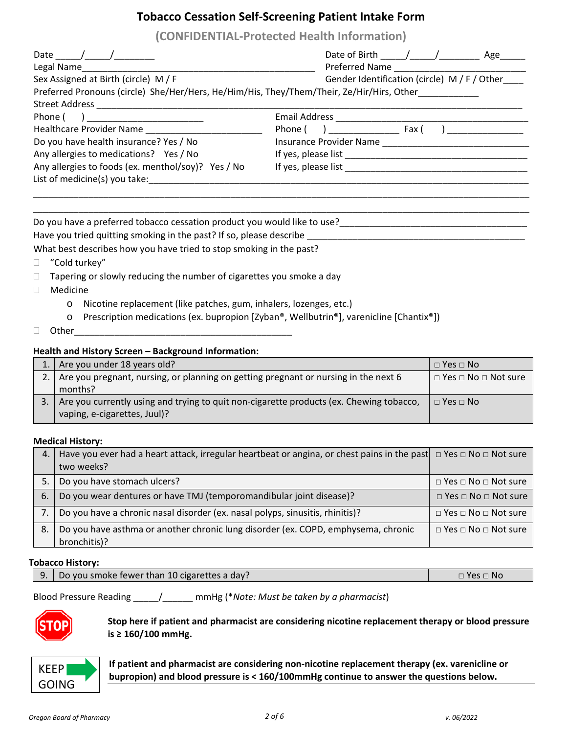# Tobacco Cessation Self-Screening Patient Intake Form

## (CONFIDENTIAL-Protected Health Information)

Date _____/_____/________ Date of Birth _____/_____/________ Age_____

Legal Name________________________________________________ Preferred Name __________________________

Sex Assigned at Birth (circle) M / F Gender Identification (circle) M / F / Other____

Preferred Pronouns (circle) She/Her/Hers, He/Him/His, They/Them/Their, Ze/Hir/Hirs, Other____________

Street Address ______________________________________________________________________________________

Phone ( ) _______________________ Email Address ________________________________________

Healthcare Provider Name _______________________ Phone ( ) ______________ Fax ( ) _______________

Do you have health insurance? Yes / No Insurance Provider Name ______________________________

Any allergies to medications? Yes / No If yes, please list ____________________________________

Any allergies to foods (ex. menthol/soy)? Yes / No If yes, please list ____________________________________

List of medicine(s) you take:_______________________________________________________________________

_____________________________________________________________________________________________

_____________________________________________________________________________________________

Do you have a preferred tobacco cessation product you would like to use?_____________________________________

Have you tried quitting smoking in the past? If so, please describe ______________________________________________

What best describes how you have tried to stop smoking in the past?

- ☐ "Cold turkey"
- ☐ Tapering or slowly reducing the number of cigarettes you smoke a day
- ☐ Medicine
  - o Nicotine replacement (like patches, gum, inhalers, lozenges, etc.)
  - o Prescription medications (ex. bupropion [Zyban®, Wellbutrin®], varenicline [Chantix®])
- ☐ Other_____________________________________________

**Health and History Screen – Background Information:**

| | | |
|---|---|---|
| 1. | Are you under 18 years old? | □ Yes □ No |
| 2. | Are you pregnant, nursing, or planning on getting pregnant or nursing in the next 6 months? | □ Yes □ No □ Not sure |
| 3. | Are you currently using and trying to quit non-cigarette products (ex. Chewing tobacco, vaping, e-cigarettes, Juul)? | □ Yes □ No |

**Medical History:**

| | | |
|---|---|---|
| 4. | Have you ever had a heart attack, irregular heartbeat or angina, or chest pains in the past two weeks? | □ Yes □ No □ Not sure |
| 5. | Do you have stomach ulcers? | □ Yes □ No □ Not sure |
| 6. | Do you wear dentures or have TMJ (temporomandibular joint disease)? | □ Yes □ No □ Not sure |
| 7. | Do you have a chronic nasal disorder (ex. nasal polyps, sinusitis, rhinitis)? | □ Yes □ No □ Not sure |
| 8. | Do you have asthma or another chronic lung disorder (ex. COPD, emphysema, chronic bronchitis)? | □ Yes □ No □ Not sure |

**Tobacco History:**

| | | |
|---|---|---|
| 9. | Do you smoke fewer than 10 cigarettes a day? | □ Yes □ No |

Blood Pressure Reading _____/______ mmHg (**Note: Must be taken by a pharmacist*)

STOP **Stop here if patient and pharmacist are considering nicotine replacement therapy or blood pressure is ≥ 160/100 mmHg.**

KEEP GOING **If patient and pharmacist are considering non-nicotine replacement therapy (ex. varenicline or bupropion) and blood pressure is < 160/100mmHg continue to answer the questions below.**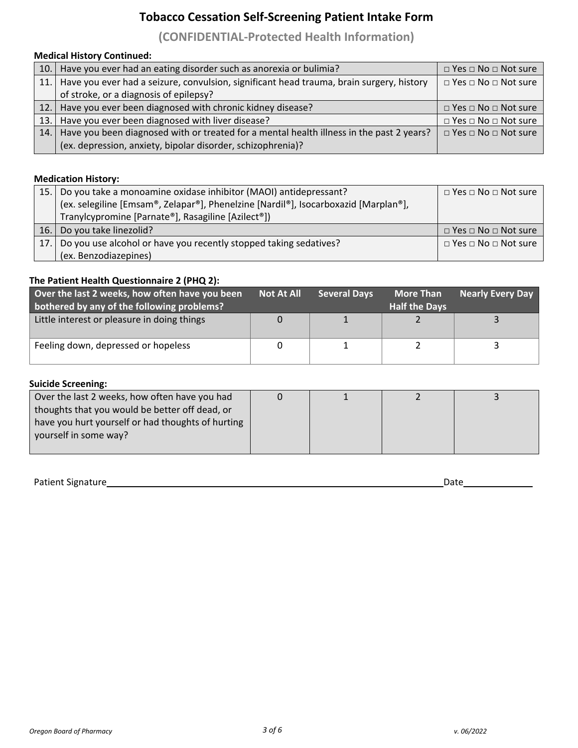# Tobacco Cessation Self-Screening Patient Intake Form

## (CONFIDENTIAL-Protected Health Information)

**Medical History Continued:**

| | | |
|---|---|---|
| 10. | Have you ever had an eating disorder such as anorexia or bulimia? | □ Yes □ No □ Not sure |
| 11. | Have you ever had a seizure, convulsion, significant head trauma, brain surgery, history of stroke, or a diagnosis of epilepsy? | □ Yes □ No □ Not sure |
| 12. | Have you ever been diagnosed with chronic kidney disease? | □ Yes □ No □ Not sure |
| 13. | Have you ever been diagnosed with liver disease? | □ Yes □ No □ Not sure |
| 14. | Have you been diagnosed with or treated for a mental health illness in the past 2 years? (ex. depression, anxiety, bipolar disorder, schizophrenia)? | □ Yes □ No □ Not sure |

**Medication History:**

| | | |
|---|---|---|
| 15. | Do you take a monoamine oxidase inhibitor (MAOI) antidepressant? (ex. selegiline [Emsam®, Zelapar®], Phenelzine [Nardil®], Isocarboxazid [Marplan®], Tranylcypromine [Parnate®], Rasagiline [Azilect®]) | □ Yes □ No □ Not sure |
| 16. | Do you take linezolid? | □ Yes □ No □ Not sure |
| 17. | Do you use alcohol or have you recently stopped taking sedatives? (ex. Benzodiazepines) | □ Yes □ No □ Not sure |

**The Patient Health Questionnaire 2 (PHQ 2):**

| Over the last 2 weeks, how often have you been bothered by any of the following problems? | Not At All | Several Days | More Than Half the Days | Nearly Every Day |
|---|---|---|---|---|
| Little interest or pleasure in doing things | 0 | 1 | 2 | 3 |
| Feeling down, depressed or hopeless | 0 | 1 | 2 | 3 |

**Suicide Screening:**

| | | | | |
|---|---|---|---|---|
| Over the last 2 weeks, how often have you had thoughts that you would be better off dead, or have you hurt yourself or had thoughts of hurting yourself in some way? | 0 | 1 | 2 | 3 |

Patient Signature\_\_\_\_\_\_\_\_\_\_\_\_\_\_\_\_\_\_\_\_\_\_\_\_\_\_\_\_\_\_\_\_\_\_\_\_\_\_\_\_ Date\_\_\_\_\_\_\_\_\_\_\_\_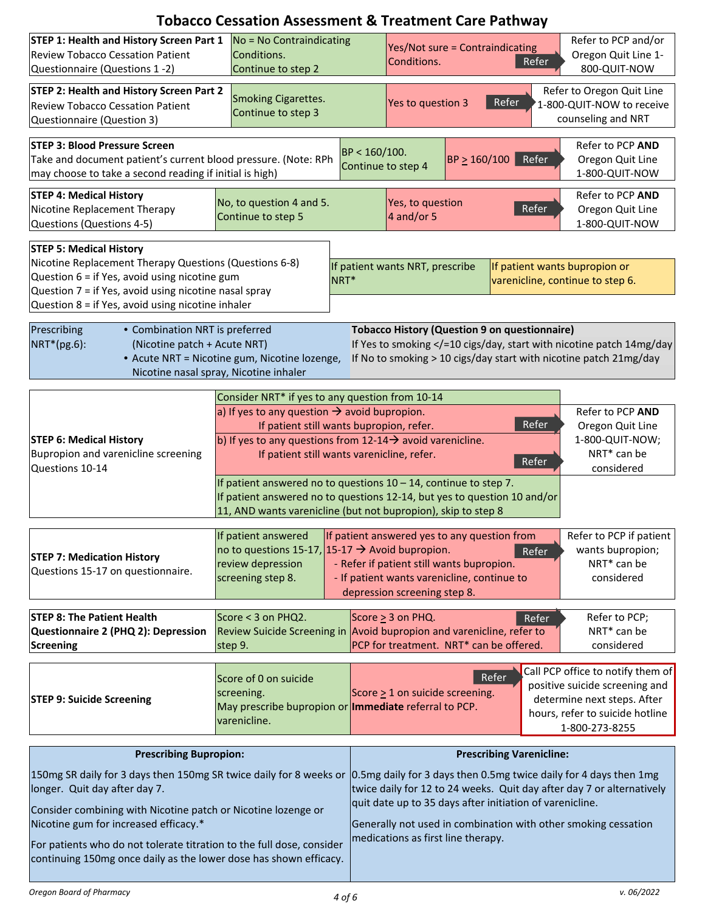# Tobacco Cessation Assessment & Treatment Care Pathway

| Step | Continue | Refer | Referral |
|---|---|---|---|
| **STEP 1: Health and History Screen Part 1** Review Tobacco Cessation Patient Questionnaire (Questions 1 -2) | No = No Contraindicating Conditions. Continue to step 2 | Yes/Not sure = Contraindicating Conditions. **Refer** | Refer to PCP and/or Oregon Quit Line 1-800-QUIT-NOW |
| **STEP 2: Health and History Screen Part 2** Review Tobacco Cessation Patient Questionnaire (Question 3) | Smoking Cigarettes. Continue to step 3 | Yes to question 3 **Refer** | Refer to Oregon Quit Line 1-800-QUIT-NOW to receive counseling and NRT |
| **STEP 3: Blood Pressure Screen** Take and document patient's current blood pressure. (Note: RPh may choose to take a second reading if initial is high) | BP < 160/100. Continue to step 4 | BP ≥ 160/100 **Refer** | Refer to PCP **AND** Oregon Quit Line 1-800-QUIT-NOW |
| **STEP 4: Medical History** Nicotine Replacement Therapy Questions (Questions 4-5) | No, to question 4 and 5. Continue to step 5 | Yes, to question 4 and/or 5 **Refer** | Refer to PCP **AND** Oregon Quit Line 1-800-QUIT-NOW |

**STEP 5: Medical History**
Nicotine Replacement Therapy Questions (Questions 6-8)
Question 6 = if Yes, avoid using nicotine gum
Question 7 = if Yes, avoid using nicotine nasal spray
Question 8 = if Yes, avoid using nicotine inhaler

- If patient wants NRT, prescribe NRT*
- If patient wants bupropion or varenicline, continue to step 6.

**Prescribing NRT*(pg.6):**
- Combination NRT is preferred (Nicotine patch + Acute NRT)
- Acute NRT = Nicotine gum, Nicotine lozenge, Nicotine nasal spray, Nicotine inhaler

**Tobacco History (Question 9 on questionnaire)**
If Yes to smoking </=10 cigs/day, start with nicotine patch 14mg/day
If No to smoking > 10 cigs/day start with nicotine patch 21mg/day

**STEP 6: Medical History**
Bupropion and varenicline screening Questions 10-14

- Consider NRT* if yes to any question from 10-14
- a) If yes to any question → avoid bupropion. If patient still wants bupropion, refer. **Refer**
- b) If yes to any questions from 12-14 → avoid varenicline. If patient still wants varenicline, refer. **Refer**
  - Refer to PCP **AND** Oregon Quit Line 1-800-QUIT-NOW; NRT* can be considered
- If patient answered no to questions 10 – 14, continue to step 7.
- If patient answered no to questions 12-14, but yes to question 10 and/or 11, AND wants varenicline (but not bupropion), skip to step 8

| Step | Continue | Refer | Referral |
|---|---|---|---|
| **STEP 7: Medication History** Questions 15-17 on questionnaire. | If patient answered no to questions 15-17, review depression screening step 8. | If patient answered yes to any question from 15-17 → Avoid bupropion. **Refer** - Refer if patient still wants bupropion. - If patient wants varenicline, continue to depression screening step 8. | Refer to PCP if patient wants bupropion; NRT* can be considered |
| **STEP 8: The Patient Health Questionnaire 2 (PHQ 2): Depression Screening** | Score < 3 on PHQ2. Review Suicide Screening in step 9. | Score ≥ 3 on PHQ. **Refer** Avoid bupropion and varenicline, refer to PCP for treatment. NRT* can be offered. | Refer to PCP; NRT* can be considered |
| **STEP 9: Suicide Screening** | Score of 0 on suicide screening. May prescribe bupropion or varenicline. | Score ≥ 1 on suicide screening. **Immediate** referral to PCP. **Refer** | Call PCP office to notify them of positive suicide screening and determine next steps. After hours, refer to suicide hotline 1-800-273-8255 |

| Prescribing Bupropion: | Prescribing Varenicline: |
|---|---|
| 150mg SR daily for 3 days then 150mg SR twice daily for 8 weeks or longer. Quit day after day 7. <br><br> Consider combining with Nicotine patch or Nicotine lozenge or Nicotine gum for increased efficacy.* <br><br> For patients who do not tolerate titration to the full dose, consider continuing 150mg once daily as the lower dose has shown efficacy. | 0.5mg daily for 3 days then 0.5mg twice daily for 4 days then 1mg twice daily for 12 to 24 weeks. Quit day after day 7 or alternatively quit date up to 35 days after initiation of varenicline. <br><br> Generally not used in combination with other smoking cessation medications as first line therapy. |

*Oregon Board of Pharmacy* — v. 06/2022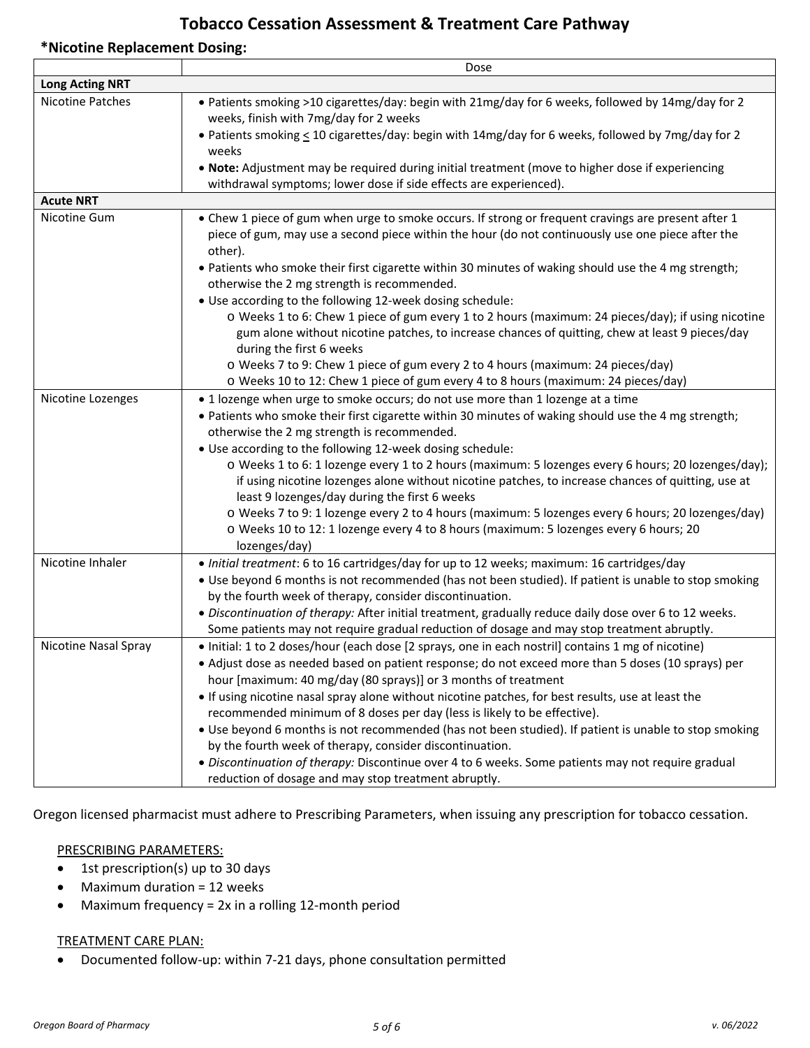# Tobacco Cessation Assessment & Treatment Care Pathway

## *Nicotine Replacement Dosing:

| | Dose |
|---|---|
| **Long Acting NRT** | |
| Nicotine Patches | • Patients smoking >10 cigarettes/day: begin with 21mg/day for 6 weeks, followed by 14mg/day for 2 weeks, finish with 7mg/day for 2 weeks<br>• Patients smoking ≤ 10 cigarettes/day: begin with 14mg/day for 6 weeks, followed by 7mg/day for 2 weeks<br>• **Note:** Adjustment may be required during initial treatment (move to higher dose if experiencing withdrawal symptoms; lower dose if side effects are experienced). |
| **Acute NRT** | |
| Nicotine Gum | • Chew 1 piece of gum when urge to smoke occurs. If strong or frequent cravings are present after 1 piece of gum, may use a second piece within the hour (do not continuously use one piece after the other).<br>• Patients who smoke their first cigarette within 30 minutes of waking should use the 4 mg strength; otherwise the 2 mg strength is recommended.<br>• Use according to the following 12-week dosing schedule:<br>  o Weeks 1 to 6: Chew 1 piece of gum every 1 to 2 hours (maximum: 24 pieces/day); if using nicotine gum alone without nicotine patches, to increase chances of quitting, chew at least 9 pieces/day during the first 6 weeks<br>  o Weeks 7 to 9: Chew 1 piece of gum every 2 to 4 hours (maximum: 24 pieces/day)<br>  o Weeks 10 to 12: Chew 1 piece of gum every 4 to 8 hours (maximum: 24 pieces/day) |
| Nicotine Lozenges | • 1 lozenge when urge to smoke occurs; do not use more than 1 lozenge at a time<br>• Patients who smoke their first cigarette within 30 minutes of waking should use the 4 mg strength; otherwise the 2 mg strength is recommended.<br>• Use according to the following 12-week dosing schedule:<br>  o Weeks 1 to 6: 1 lozenge every 1 to 2 hours (maximum: 5 lozenges every 6 hours; 20 lozenges/day); if using nicotine lozenges alone without nicotine patches, to increase chances of quitting, use at least 9 lozenges/day during the first 6 weeks<br>  o Weeks 7 to 9: 1 lozenge every 2 to 4 hours (maximum: 5 lozenges every 6 hours; 20 lozenges/day)<br>  o Weeks 10 to 12: 1 lozenge every 4 to 8 hours (maximum: 5 lozenges every 6 hours; 20 lozenges/day) |
| Nicotine Inhaler | • *Initial treatment*: 6 to 16 cartridges/day for up to 12 weeks; maximum: 16 cartridges/day<br>• Use beyond 6 months is not recommended (has not been studied). If patient is unable to stop smoking by the fourth week of therapy, consider discontinuation.<br>• *Discontinuation of therapy:* After initial treatment, gradually reduce daily dose over 6 to 12 weeks. Some patients may not require gradual reduction of dosage and may stop treatment abruptly. |
| Nicotine Nasal Spray | • Initial: 1 to 2 doses/hour (each dose [2 sprays, one in each nostril] contains 1 mg of nicotine)<br>• Adjust dose as needed based on patient response; do not exceed more than 5 doses (10 sprays) per hour [maximum: 40 mg/day (80 sprays)] or 3 months of treatment<br>• If using nicotine nasal spray alone without nicotine patches, for best results, use at least the recommended minimum of 8 doses per day (less is likely to be effective).<br>• Use beyond 6 months is not recommended (has not been studied). If patient is unable to stop smoking by the fourth week of therapy, consider discontinuation.<br>• *Discontinuation of therapy:* Discontinue over 4 to 6 weeks. Some patients may not require gradual reduction of dosage and may stop treatment abruptly. |

Oregon licensed pharmacist must adhere to Prescribing Parameters, when issuing any prescription for tobacco cessation.

PRESCRIBING PARAMETERS:

- 1st prescription(s) up to 30 days
- Maximum duration = 12 weeks
- Maximum frequency = 2x in a rolling 12-month period

TREATMENT CARE PLAN:

- Documented follow-up: within 7-21 days, phone consultation permitted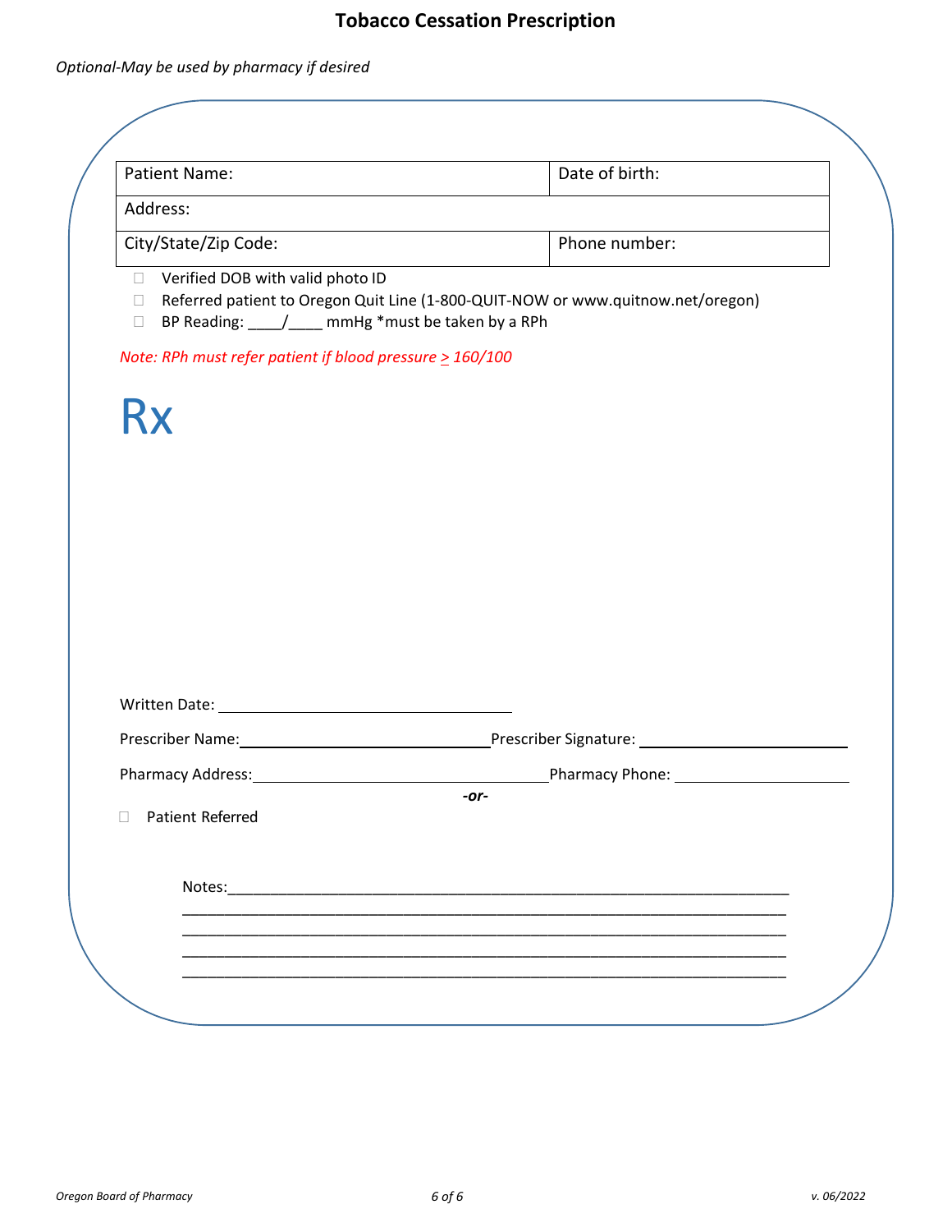# Tobacco Cessation Prescription

*Optional-May be used by pharmacy if desired*

| Patient Name: | Date of birth: |
|---|---|
| Address: | |
| City/State/Zip Code: | Phone number: |

- ☐ Verified DOB with valid photo ID
- ☐ Referred patient to Oregon Quit Line (1-800-QUIT-NOW or www.quitnow.net/oregon)
- ☐ BP Reading: ____/____ mmHg *must be taken by a RPh

*Note: RPh must refer patient if blood pressure ≥ 160/100*

# Rx

Written Date: ______________________________

Prescriber Name: ______________________________ Prescriber Signature: ______________________________

Pharmacy Address: ______________________________ Pharmacy Phone: ______________________________

***-or-***

☐ Patient Referred

Notes:____________________________________________________________________
____________________________________________________________________
____________________________________________________________________
____________________________________________________________________
____________________________________________________________________